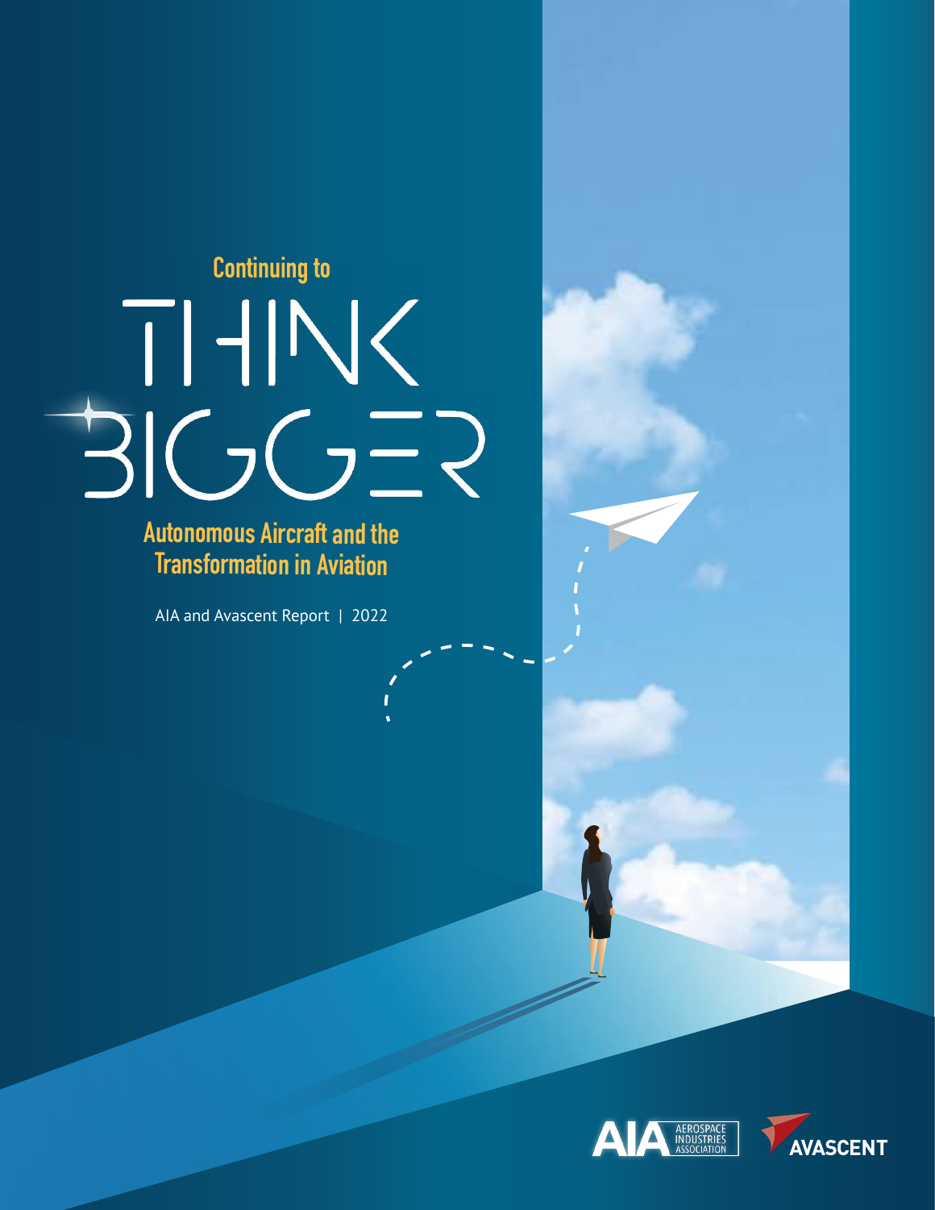Continuing to

# THINK BIGGER

## Autonomous Aircraft and the Transformation in Aviation

AIA and Avascent Report | 2022

AIA AEROSPACE INDUSTRIES ASSOCIATION

AVASCENT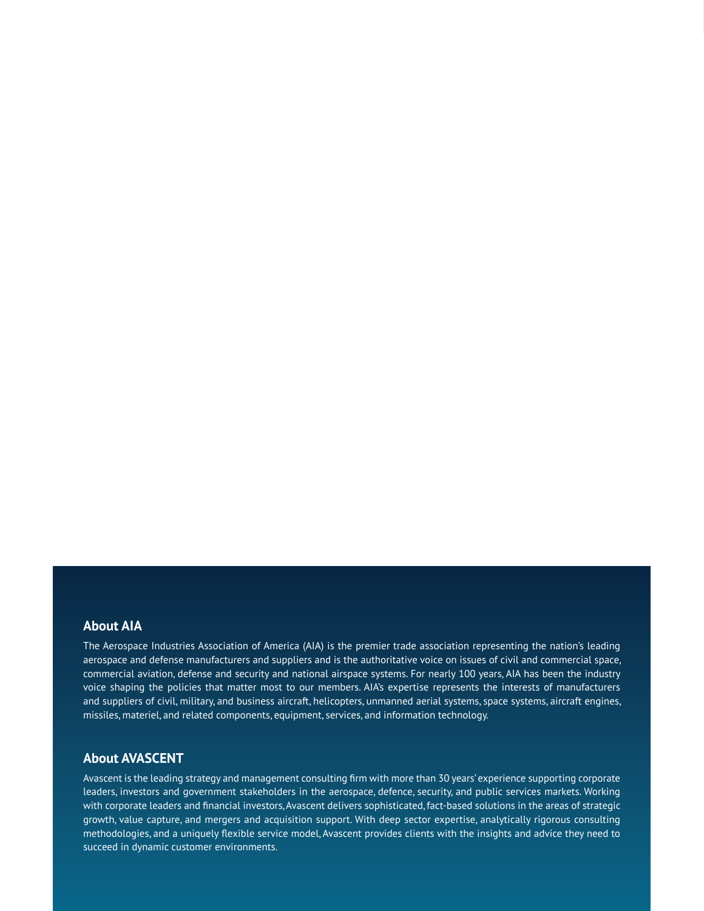## About AIA

The Aerospace Industries Association of America (AIA) is the premier trade association representing the nation's leading aerospace and defense manufacturers and suppliers and is the authoritative voice on issues of civil and commercial space, commercial aviation, defense and security and national airspace systems. For nearly 100 years, AIA has been the industry voice shaping the policies that matter most to our members. AIA's expertise represents the interests of manufacturers and suppliers of civil, military, and business aircraft, helicopters, unmanned aerial systems, space systems, aircraft engines, missiles, materiel, and related components, equipment, services, and information technology.

## About AVASCENT

Avascent is the leading strategy and management consulting firm with more than 30 years' experience supporting corporate leaders, investors and government stakeholders in the aerospace, defence, security, and public services markets. Working with corporate leaders and financial investors, Avascent delivers sophisticated, fact-based solutions in the areas of strategic growth, value capture, and mergers and acquisition support. With deep sector expertise, analytically rigorous consulting methodologies, and a uniquely flexible service model, Avascent provides clients with the insights and advice they need to succeed in dynamic customer environments.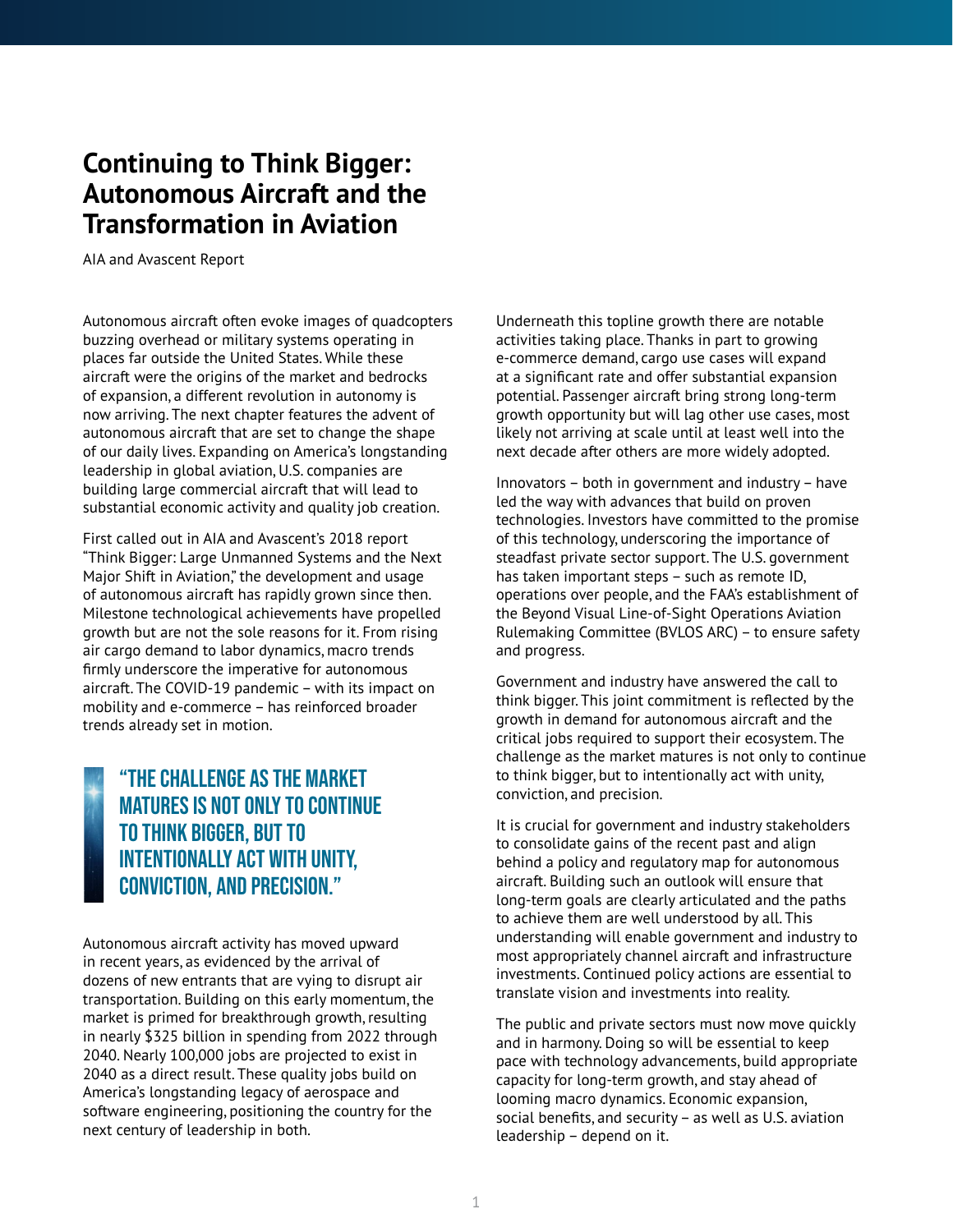# Continuing to Think Bigger: Autonomous Aircraft and the Transformation in Aviation

AIA and Avascent Report

Autonomous aircraft often evoke images of quadcopters buzzing overhead or military systems operating in places far outside the United States. While these aircraft were the origins of the market and bedrocks of expansion, a different revolution in autonomy is now arriving. The next chapter features the advent of autonomous aircraft that are set to change the shape of our daily lives. Expanding on America's longstanding leadership in global aviation, U.S. companies are building large commercial aircraft that will lead to substantial economic activity and quality job creation.

First called out in AIA and Avascent's 2018 report "Think Bigger: Large Unmanned Systems and the Next Major Shift in Aviation," the development and usage of autonomous aircraft has rapidly grown since then. Milestone technological achievements have propelled growth but are not the sole reasons for it. From rising air cargo demand to labor dynamics, macro trends firmly underscore the imperative for autonomous aircraft. The COVID-19 pandemic – with its impact on mobility and e-commerce – has reinforced broader trends already set in motion.

> **"THE CHALLENGE AS THE MARKET MATURES IS NOT ONLY TO CONTINUE TO THINK BIGGER, BUT TO INTENTIONALLY ACT WITH UNITY, CONVICTION, AND PRECISION."**

Autonomous aircraft activity has moved upward in recent years, as evidenced by the arrival of dozens of new entrants that are vying to disrupt air transportation. Building on this early momentum, the market is primed for breakthrough growth, resulting in nearly $325 billion in spending from 2022 through 2040. Nearly 100,000 jobs are projected to exist in 2040 as a direct result. These quality jobs build on America's longstanding legacy of aerospace and software engineering, positioning the country for the next century of leadership in both.

Underneath this topline growth there are notable activities taking place. Thanks in part to growing e-commerce demand, cargo use cases will expand at a significant rate and offer substantial expansion potential. Passenger aircraft bring strong long-term growth opportunity but will lag other use cases, most likely not arriving at scale until at least well into the next decade after others are more widely adopted.

Innovators – both in government and industry – have led the way with advances that build on proven technologies. Investors have committed to the promise of this technology, underscoring the importance of steadfast private sector support. The U.S. government has taken important steps – such as remote ID, operations over people, and the FAA's establishment of the Beyond Visual Line-of-Sight Operations Aviation Rulemaking Committee (BVLOS ARC) – to ensure safety and progress.

Government and industry have answered the call to think bigger. This joint commitment is reflected by the growth in demand for autonomous aircraft and the critical jobs required to support their ecosystem. The challenge as the market matures is not only to continue to think bigger, but to intentionally act with unity, conviction, and precision.

It is crucial for government and industry stakeholders to consolidate gains of the recent past and align behind a policy and regulatory map for autonomous aircraft. Building such an outlook will ensure that long-term goals are clearly articulated and the paths to achieve them are well understood by all. This understanding will enable government and industry to most appropriately channel aircraft and infrastructure investments. Continued policy actions are essential to translate vision and investments into reality.

The public and private sectors must now move quickly and in harmony. Doing so will be essential to keep pace with technology advancements, build appropriate capacity for long-term growth, and stay ahead of looming macro dynamics. Economic expansion, social benefits, and security – as well as U.S. aviation leadership – depend on it.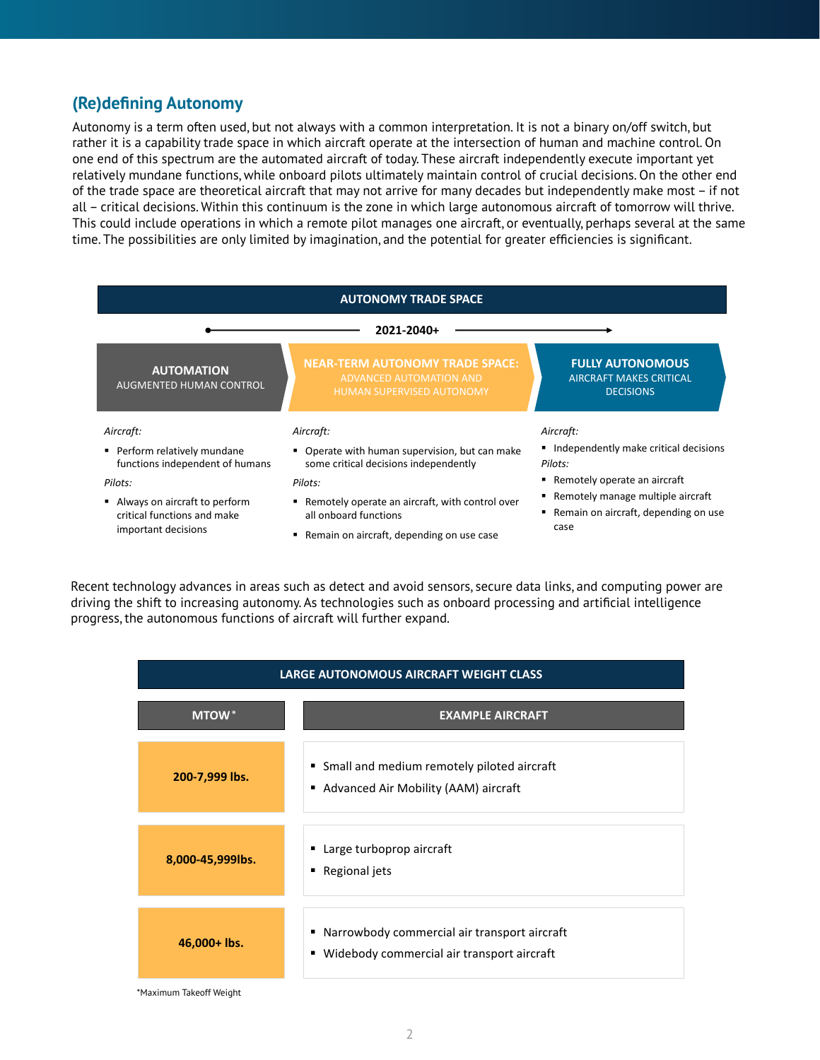## (Re)defining Autonomy

Autonomy is a term often used, but not always with a common interpretation. It is not a binary on/off switch, but rather it is a capability trade space in which aircraft operate at the intersection of human and machine control. On one end of this spectrum are the automated aircraft of today. These aircraft independently execute important yet relatively mundane functions, while onboard pilots ultimately maintain control of crucial decisions. On the other end of the trade space are theoretical aircraft that may not arrive for many decades but independently make most – if not all – critical decisions. Within this continuum is the zone in which large autonomous aircraft of tomorrow will thrive. This could include operations in which a remote pilot manages one aircraft, or eventually, perhaps several at the same time. The possibilities are only limited by imagination, and the potential for greater efficiencies is significant.

**AUTONOMY TRADE SPACE**

**2021-2040+**

| AUTOMATION<br>AUGMENTED HUMAN CONTROL | NEAR-TERM AUTONOMY TRADE SPACE:<br>ADVANCED AUTOMATION AND HUMAN SUPERVISED AUTONOMY | FULLY AUTONOMOUS<br>AIRCRAFT MAKES CRITICAL DECISIONS |
|---|---|---|
| *Aircraft:*<br>▪ Perform relatively mundane functions independent of humans<br>*Pilots:*<br>▪ Always on aircraft to perform critical functions and make important decisions | *Aircraft:*<br>▪ Operate with human supervision, but can make some critical decisions independently<br>*Pilots:*<br>▪ Remotely operate an aircraft, with control over all onboard functions<br>▪ Remain on aircraft, depending on use case | *Aircraft:*<br>▪ Independently make critical decisions<br>*Pilots:*<br>▪ Remotely operate an aircraft<br>▪ Remotely manage multiple aircraft<br>▪ Remain on aircraft, depending on use case |

Recent technology advances in areas such as detect and avoid sensors, secure data links, and computing power are driving the shift to increasing autonomy. As technologies such as onboard processing and artificial intelligence progress, the autonomous functions of aircraft will further expand.

**LARGE AUTONOMOUS AIRCRAFT WEIGHT CLASS**

| MTOW* | EXAMPLE AIRCRAFT |
|---|---|
| **200-7,999 lbs.** | ▪ Small and medium remotely piloted aircraft<br>▪ Advanced Air Mobility (AAM) aircraft |
| **8,000-45,999lbs.** | ▪ Large turboprop aircraft<br>▪ Regional jets |
| **46,000+ lbs.** | ▪ Narrowbody commercial air transport aircraft<br>▪ Widebody commercial air transport aircraft |

*Maximum Takeoff Weight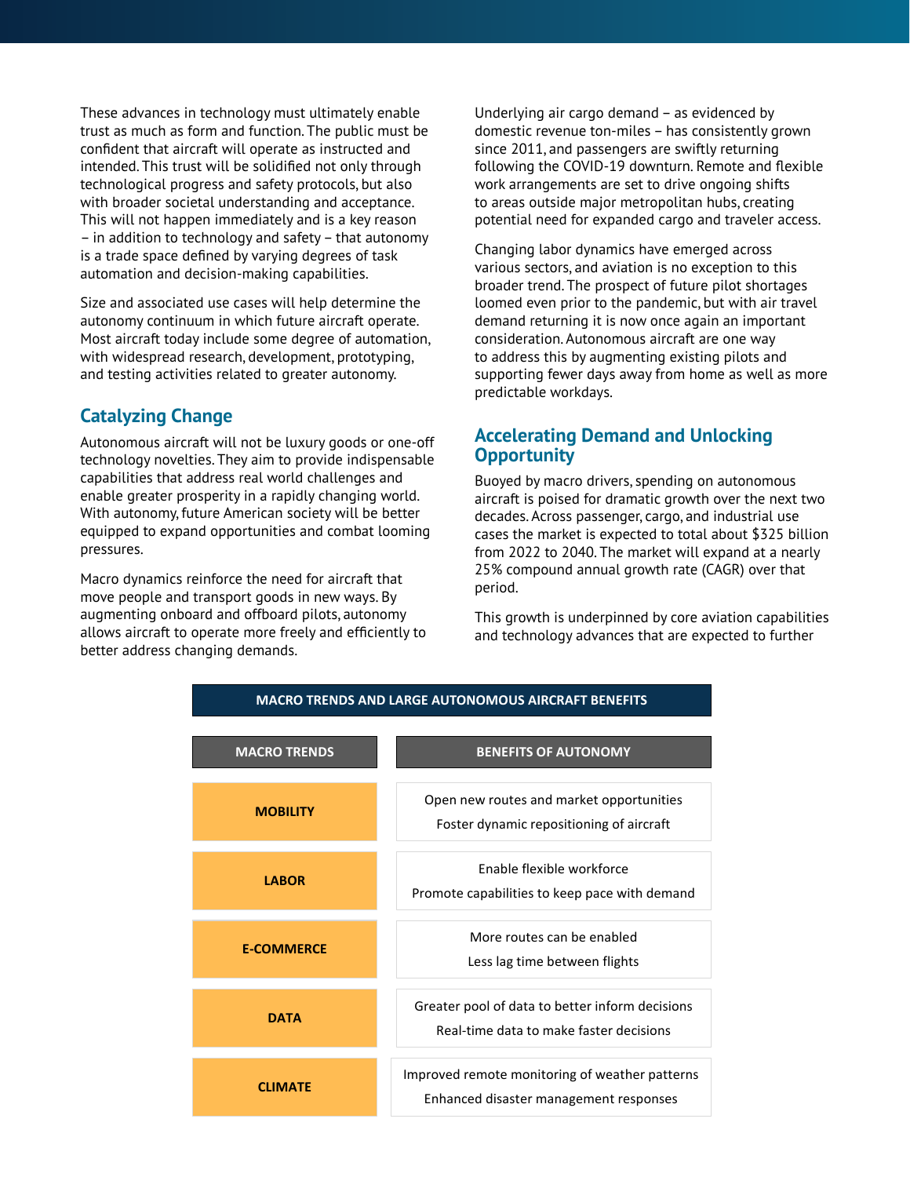These advances in technology must ultimately enable trust as much as form and function. The public must be confident that aircraft will operate as instructed and intended. This trust will be solidified not only through technological progress and safety protocols, but also with broader societal understanding and acceptance. This will not happen immediately and is a key reason – in addition to technology and safety – that autonomy is a trade space defined by varying degrees of task automation and decision-making capabilities.

Size and associated use cases will help determine the autonomy continuum in which future aircraft operate. Most aircraft today include some degree of automation, with widespread research, development, prototyping, and testing activities related to greater autonomy.

## Catalyzing Change

Autonomous aircraft will not be luxury goods or one-off technology novelties. They aim to provide indispensable capabilities that address real world challenges and enable greater prosperity in a rapidly changing world. With autonomy, future American society will be better equipped to expand opportunities and combat looming pressures.

Macro dynamics reinforce the need for aircraft that move people and transport goods in new ways. By augmenting onboard and offboard pilots, autonomy allows aircraft to operate more freely and efficiently to better address changing demands.

Underlying air cargo demand – as evidenced by domestic revenue ton-miles – has consistently grown since 2011, and passengers are swiftly returning following the COVID-19 downturn. Remote and flexible work arrangements are set to drive ongoing shifts to areas outside major metropolitan hubs, creating potential need for expanded cargo and traveler access.

Changing labor dynamics have emerged across various sectors, and aviation is no exception to this broader trend. The prospect of future pilot shortages loomed even prior to the pandemic, but with air travel demand returning it is now once again an important consideration. Autonomous aircraft are one way to address this by augmenting existing pilots and supporting fewer days away from home as well as more predictable workdays.

## Accelerating Demand and Unlocking Opportunity

Buoyed by macro drivers, spending on autonomous aircraft is poised for dramatic growth over the next two decades. Across passenger, cargo, and industrial use cases the market is expected to total about $325 billion from 2022 to 2040. The market will expand at a nearly 25% compound annual growth rate (CAGR) over that period.

This growth is underpinned by core aviation capabilities and technology advances that are expected to further

**MACRO TRENDS AND LARGE AUTONOMOUS AIRCRAFT BENEFITS**

| MACRO TRENDS | BENEFITS OF AUTONOMY |
|---|---|
| **MOBILITY** | Open new routes and market opportunities<br>Foster dynamic repositioning of aircraft |
| **LABOR** | Enable flexible workforce<br>Promote capabilities to keep pace with demand |
| **E-COMMERCE** | More routes can be enabled<br>Less lag time between flights |
| **DATA** | Greater pool of data to better inform decisions<br>Real-time data to make faster decisions |
| **CLIMATE** | Improved remote monitoring of weather patterns<br>Enhanced disaster management responses |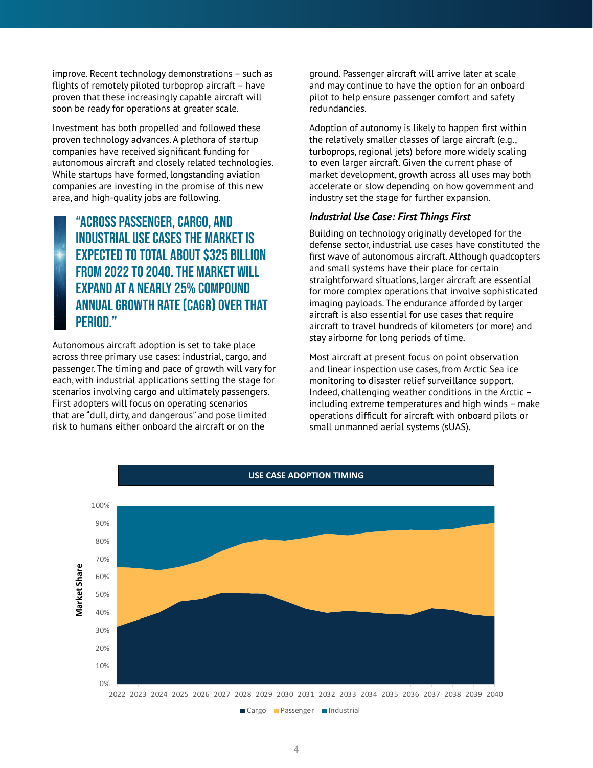improve. Recent technology demonstrations – such as flights of remotely piloted turboprop aircraft – have proven that these increasingly capable aircraft will soon be ready for operations at greater scale.

Investment has both propelled and followed these proven technology advances. A plethora of startup companies have received significant funding for autonomous aircraft and closely related technologies. While startups have formed, longstanding aviation companies are investing in the promise of this new area, and high-quality jobs are following.

> **"ACROSS PASSENGER, CARGO, AND INDUSTRIAL USE CASES THE MARKET IS EXPECTED TO TOTAL ABOUT $325 BILLION FROM 2022 TO 2040. THE MARKET WILL EXPAND AT A NEARLY 25% COMPOUND ANNUAL GROWTH RATE (CAGR) OVER THAT PERIOD."**

Autonomous aircraft adoption is set to take place across three primary use cases: industrial, cargo, and passenger. The timing and pace of growth will vary for each, with industrial applications setting the stage for scenarios involving cargo and ultimately passengers. First adopters will focus on operating scenarios that are "dull, dirty, and dangerous" and pose limited risk to humans either onboard the aircraft or on the ground. Passenger aircraft will arrive later at scale and may continue to have the option for an onboard pilot to help ensure passenger comfort and safety redundancies.

Adoption of autonomy is likely to happen first within the relatively smaller classes of large aircraft (e.g., turboprops, regional jets) before more widely scaling to even larger aircraft. Given the current phase of market development, growth across all uses may both accelerate or slow depending on how government and industry set the stage for further expansion.

### *Industrial Use Case: First Things First*

Building on technology originally developed for the defense sector, industrial use cases have constituted the first wave of autonomous aircraft. Although quadcopters and small systems have their place for certain straightforward situations, larger aircraft are essential for more complex operations that involve sophisticated imaging payloads. The endurance afforded by larger aircraft is also essential for use cases that require aircraft to travel hundreds of kilometers (or more) and stay airborne for long periods of time.

Most aircraft at present focus on point observation and linear inspection use cases, from Arctic Sea ice monitoring to disaster relief surveillance support. Indeed, challenging weather conditions in the Arctic – including extreme temperatures and high winds – make operations difficult for aircraft with onboard pilots or small unmanned aerial systems (sUAS).

**USE CASE ADOPTION TIMING**

(Stacked area chart: Market Share, 0%–100%, 2022–2040; legend: Cargo, Passenger, Industrial)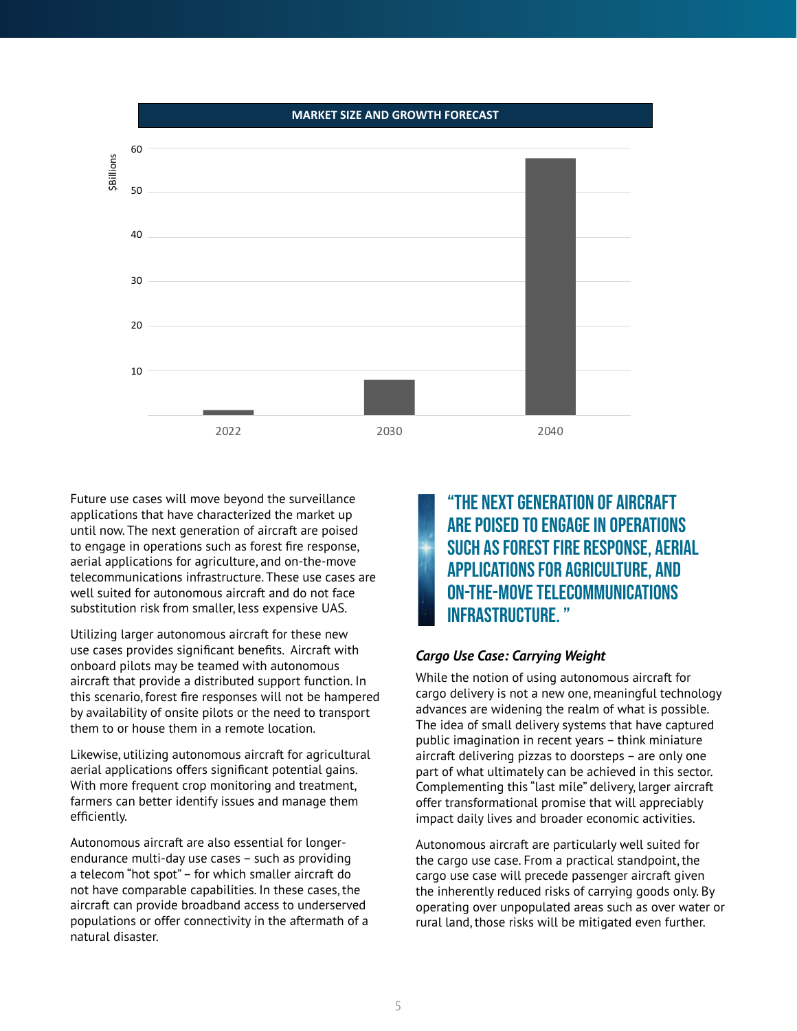**MARKET SIZE AND GROWTH FORECAST**

$Billions

| Year | Approximate value ($Billions) |
|---|---|
| 2022 | ~1 |
| 2030 | ~8 |
| 2040 | ~58 |

Future use cases will move beyond the surveillance applications that have characterized the market up until now. The next generation of aircraft are poised to engage in operations such as forest fire response, aerial applications for agriculture, and on-the-move telecommunications infrastructure. These use cases are well suited for autonomous aircraft and do not face substitution risk from smaller, less expensive UAS.

Utilizing larger autonomous aircraft for these new use cases provides significant benefits. Aircraft with onboard pilots may be teamed with autonomous aircraft that provide a distributed support function. In this scenario, forest fire responses will not be hampered by availability of onsite pilots or the need to transport them to or house them in a remote location.

Likewise, utilizing autonomous aircraft for agricultural aerial applications offers significant potential gains. With more frequent crop monitoring and treatment, farmers can better identify issues and manage them efficiently.

Autonomous aircraft are also essential for longer-endurance multi-day use cases – such as providing a telecom "hot spot" – for which smaller aircraft do not have comparable capabilities. In these cases, the aircraft can provide broadband access to underserved populations or offer connectivity in the aftermath of a natural disaster.

> **"THE NEXT GENERATION OF AIRCRAFT ARE POISED TO ENGAGE IN OPERATIONS SUCH AS FOREST FIRE RESPONSE, AERIAL APPLICATIONS FOR AGRICULTURE, AND ON-THE-MOVE TELECOMMUNICATIONS INFRASTRUCTURE. "**

### *Cargo Use Case: Carrying Weight*

While the notion of using autonomous aircraft for cargo delivery is not a new one, meaningful technology advances are widening the realm of what is possible. The idea of small delivery systems that have captured public imagination in recent years – think miniature aircraft delivering pizzas to doorsteps – are only one part of what ultimately can be achieved in this sector. Complementing this "last mile" delivery, larger aircraft offer transformational promise that will appreciably impact daily lives and broader economic activities.

Autonomous aircraft are particularly well suited for the cargo use case. From a practical standpoint, the cargo use case will precede passenger aircraft given the inherently reduced risks of carrying goods only. By operating over unpopulated areas such as over water or rural land, those risks will be mitigated even further.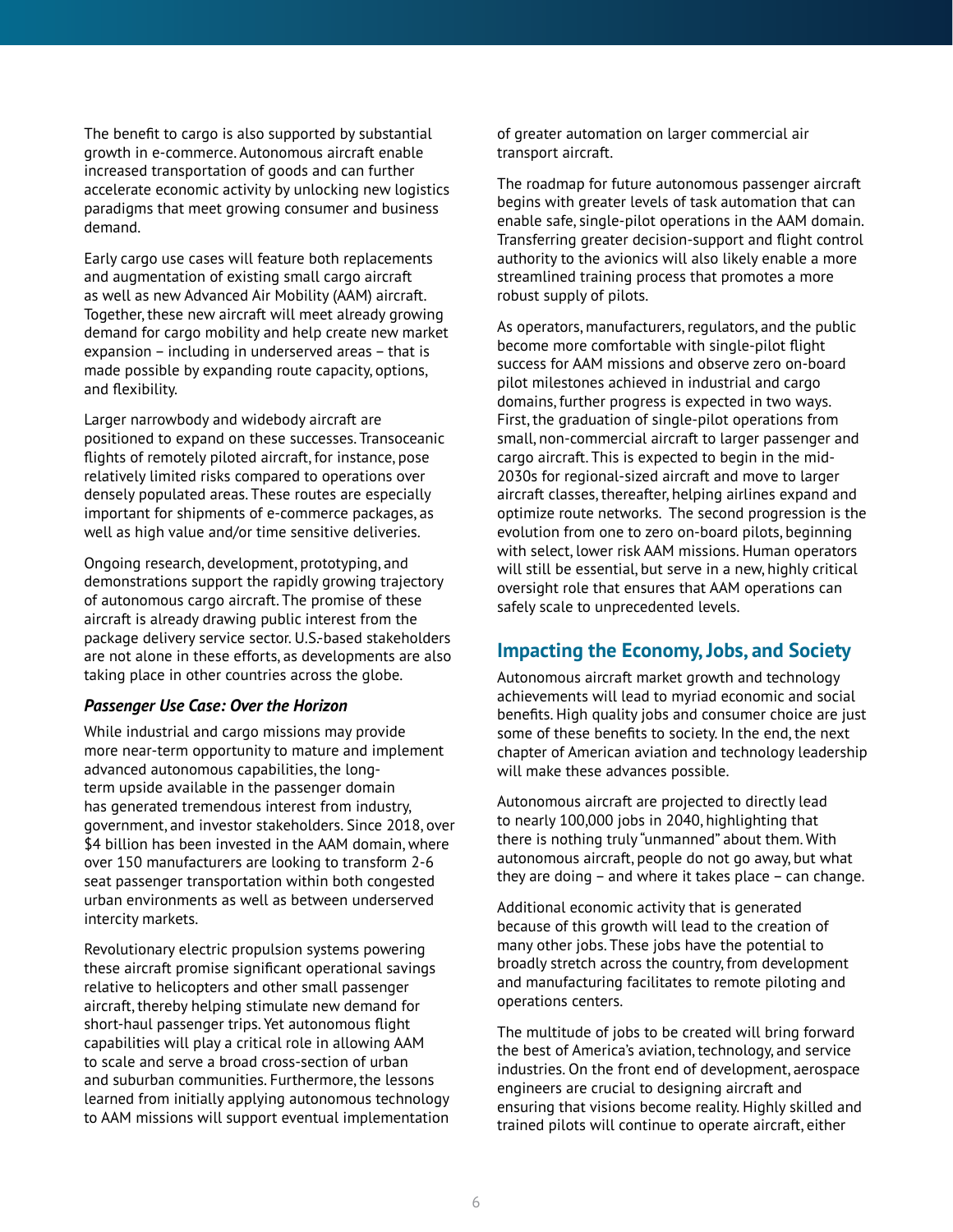The benefit to cargo is also supported by substantial growth in e-commerce. Autonomous aircraft enable increased transportation of goods and can further accelerate economic activity by unlocking new logistics paradigms that meet growing consumer and business demand.

Early cargo use cases will feature both replacements and augmentation of existing small cargo aircraft as well as new Advanced Air Mobility (AAM) aircraft. Together, these new aircraft will meet already growing demand for cargo mobility and help create new market expansion – including in underserved areas – that is made possible by expanding route capacity, options, and flexibility.

Larger narrowbody and widebody aircraft are positioned to expand on these successes. Transoceanic flights of remotely piloted aircraft, for instance, pose relatively limited risks compared to operations over densely populated areas. These routes are especially important for shipments of e-commerce packages, as well as high value and/or time sensitive deliveries.

Ongoing research, development, prototyping, and demonstrations support the rapidly growing trajectory of autonomous cargo aircraft. The promise of these aircraft is already drawing public interest from the package delivery service sector. U.S.-based stakeholders are not alone in these efforts, as developments are also taking place in other countries across the globe.

### *Passenger Use Case: Over the Horizon*

While industrial and cargo missions may provide more near-term opportunity to mature and implement advanced autonomous capabilities, the long-term upside available in the passenger domain has generated tremendous interest from industry, government, and investor stakeholders. Since 2018, over $4 billion has been invested in the AAM domain, where over 150 manufacturers are looking to transform 2-6 seat passenger transportation within both congested urban environments as well as between underserved intercity markets.

Revolutionary electric propulsion systems powering these aircraft promise significant operational savings relative to helicopters and other small passenger aircraft, thereby helping stimulate new demand for short-haul passenger trips. Yet autonomous flight capabilities will play a critical role in allowing AAM to scale and serve a broad cross-section of urban and suburban communities. Furthermore, the lessons learned from initially applying autonomous technology to AAM missions will support eventual implementation of greater automation on larger commercial air transport aircraft.

The roadmap for future autonomous passenger aircraft begins with greater levels of task automation that can enable safe, single-pilot operations in the AAM domain. Transferring greater decision-support and flight control authority to the avionics will also likely enable a more streamlined training process that promotes a more robust supply of pilots.

As operators, manufacturers, regulators, and the public become more comfortable with single-pilot flight success for AAM missions and observe zero on-board pilot milestones achieved in industrial and cargo domains, further progress is expected in two ways. First, the graduation of single-pilot operations from small, non-commercial aircraft to larger passenger and cargo aircraft. This is expected to begin in the mid-2030s for regional-sized aircraft and move to larger aircraft classes, thereafter, helping airlines expand and optimize route networks. The second progression is the evolution from one to zero on-board pilots, beginning with select, lower risk AAM missions. Human operators will still be essential, but serve in a new, highly critical oversight role that ensures that AAM operations can safely scale to unprecedented levels.

## Impacting the Economy, Jobs, and Society

Autonomous aircraft market growth and technology achievements will lead to myriad economic and social benefits. High quality jobs and consumer choice are just some of these benefits to society. In the end, the next chapter of American aviation and technology leadership will make these advances possible.

Autonomous aircraft are projected to directly lead to nearly 100,000 jobs in 2040, highlighting that there is nothing truly "unmanned" about them. With autonomous aircraft, people do not go away, but what they are doing – and where it takes place – can change.

Additional economic activity that is generated because of this growth will lead to the creation of many other jobs. These jobs have the potential to broadly stretch across the country, from development and manufacturing facilitates to remote piloting and operations centers.

The multitude of jobs to be created will bring forward the best of America's aviation, technology, and service industries. On the front end of development, aerospace engineers are crucial to designing aircraft and ensuring that visions become reality. Highly skilled and trained pilots will continue to operate aircraft, either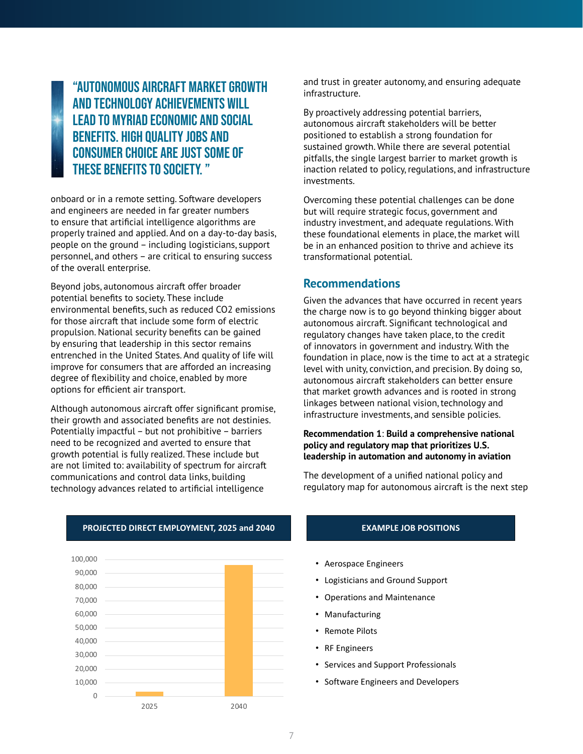> **"AUTONOMOUS AIRCRAFT MARKET GROWTH AND TECHNOLOGY ACHIEVEMENTS WILL LEAD TO MYRIAD ECONOMIC AND SOCIAL BENEFITS. HIGH QUALITY JOBS AND CONSUMER CHOICE ARE JUST SOME OF THESE BENEFITS TO SOCIETY."**

onboard or in a remote setting. Software developers and engineers are needed in far greater numbers to ensure that artificial intelligence algorithms are properly trained and applied. And on a day-to-day basis, people on the ground – including logisticians, support personnel, and others – are critical to ensuring success of the overall enterprise.

Beyond jobs, autonomous aircraft offer broader potential benefits to society. These include environmental benefits, such as reduced $CO_2$ emissions for those aircraft that include some form of electric propulsion. National security benefits can be gained by ensuring that leadership in this sector remains entrenched in the United States. And quality of life will improve for consumers that are afforded an increasing degree of flexibility and choice, enabled by more options for efficient air transport.

Although autonomous aircraft offer significant promise, their growth and associated benefits are not destinies. Potentially impactful – but not prohibitive – barriers need to be recognized and averted to ensure that growth potential is fully realized. These include but are not limited to: availability of spectrum for aircraft communications and control data links, building technology advances related to artificial intelligence and trust in greater autonomy, and ensuring adequate infrastructure.

By proactively addressing potential barriers, autonomous aircraft stakeholders will be better positioned to establish a strong foundation for sustained growth. While there are several potential pitfalls, the single largest barrier to market growth is inaction related to policy, regulations, and infrastructure investments.

Overcoming these potential challenges can be done but will require strategic focus, government and industry investment, and adequate regulations. With these foundational elements in place, the market will be in an enhanced position to thrive and achieve its transformational potential.

## Recommendations

Given the advances that have occurred in recent years the charge now is to go beyond thinking bigger about autonomous aircraft. Significant technological and regulatory changes have taken place, to the credit of innovators in government and industry. With the foundation in place, now is the time to act at a strategic level with unity, conviction, and precision. By doing so, autonomous aircraft stakeholders can better ensure that market growth advances and is rooted in strong linkages between national vision, technology and infrastructure investments, and sensible policies.

**Recommendation 1**: **Build a comprehensive national policy and regulatory map that prioritizes U.S. leadership in automation and autonomy in aviation**

The development of a unified national policy and regulatory map for autonomous aircraft is the next step

**PROJECTED DIRECT EMPLOYMENT, 2025 and 2040**

| Year | Projected Direct Employment (approx.) |
|---|---|
| 2025 | ~3,000 |
| 2040 | ~96,000 |

**EXAMPLE JOB POSITIONS**

- Aerospace Engineers
- Logisticians and Ground Support
- Operations and Maintenance
- Manufacturing
- Remote Pilots
- RF Engineers
- Services and Support Professionals
- Software Engineers and Developers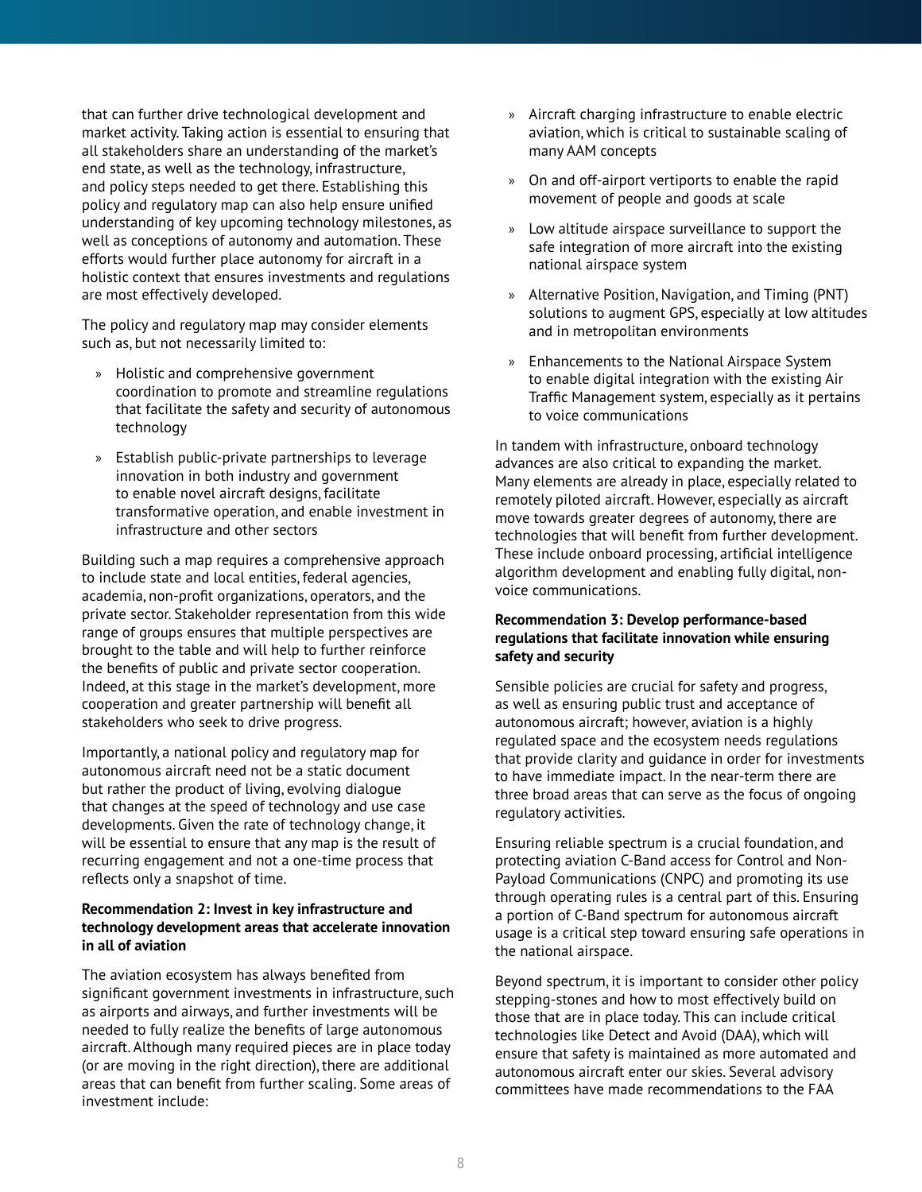that can further drive technological development and market activity. Taking action is essential to ensuring that all stakeholders share an understanding of the market's end state, as well as the technology, infrastructure, and policy steps needed to get there. Establishing this policy and regulatory map can also help ensure unified understanding of key upcoming technology milestones, as well as conceptions of autonomy and automation. These efforts would further place autonomy for aircraft in a holistic context that ensures investments and regulations are most effectively developed.

The policy and regulatory map may consider elements such as, but not necessarily limited to:

- Holistic and comprehensive government coordination to promote and streamline regulations that facilitate the safety and security of autonomous technology
- Establish public-private partnerships to leverage innovation in both industry and government to enable novel aircraft designs, facilitate transformative operation, and enable investment in infrastructure and other sectors

Building such a map requires a comprehensive approach to include state and local entities, federal agencies, academia, non-profit organizations, operators, and the private sector. Stakeholder representation from this wide range of groups ensures that multiple perspectives are brought to the table and will help to further reinforce the benefits of public and private sector cooperation. Indeed, at this stage in the market's development, more cooperation and greater partnership will benefit all stakeholders who seek to drive progress.

Importantly, a national policy and regulatory map for autonomous aircraft need not be a static document but rather the product of living, evolving dialogue that changes at the speed of technology and use case developments. Given the rate of technology change, it will be essential to ensure that any map is the result of recurring engagement and not a one-time process that reflects only a snapshot of time.

**Recommendation 2: Invest in key infrastructure and technology development areas that accelerate innovation in all of aviation**

The aviation ecosystem has always benefited from significant government investments in infrastructure, such as airports and airways, and further investments will be needed to fully realize the benefits of large autonomous aircraft. Although many required pieces are in place today (or are moving in the right direction), there are additional areas that can benefit from further scaling. Some areas of investment include:

- Aircraft charging infrastructure to enable electric aviation, which is critical to sustainable scaling of many AAM concepts
- On and off-airport vertiports to enable the rapid movement of people and goods at scale
- Low altitude airspace surveillance to support the safe integration of more aircraft into the existing national airspace system
- Alternative Position, Navigation, and Timing (PNT) solutions to augment GPS, especially at low altitudes and in metropolitan environments
- Enhancements to the National Airspace System to enable digital integration with the existing Air Traffic Management system, especially as it pertains to voice communications

In tandem with infrastructure, onboard technology advances are also critical to expanding the market. Many elements are already in place, especially related to remotely piloted aircraft. However, especially as aircraft move towards greater degrees of autonomy, there are technologies that will benefit from further development. These include onboard processing, artificial intelligence algorithm development and enabling fully digital, non-voice communications.

**Recommendation 3: Develop performance-based regulations that facilitate innovation while ensuring safety and security**

Sensible policies are crucial for safety and progress, as well as ensuring public trust and acceptance of autonomous aircraft; however, aviation is a highly regulated space and the ecosystem needs regulations that provide clarity and guidance in order for investments to have immediate impact. In the near-term there are three broad areas that can serve as the focus of ongoing regulatory activities.

Ensuring reliable spectrum is a crucial foundation, and protecting aviation C-Band access for Control and Non-Payload Communications (CNPC) and promoting its use through operating rules is a central part of this. Ensuring a portion of C-Band spectrum for autonomous aircraft usage is a critical step toward ensuring safe operations in the national airspace.

Beyond spectrum, it is important to consider other policy stepping-stones and how to most effectively build on those that are in place today. This can include critical technologies like Detect and Avoid (DAA), which will ensure that safety is maintained as more automated and autonomous aircraft enter our skies. Several advisory committees have made recommendations to the FAA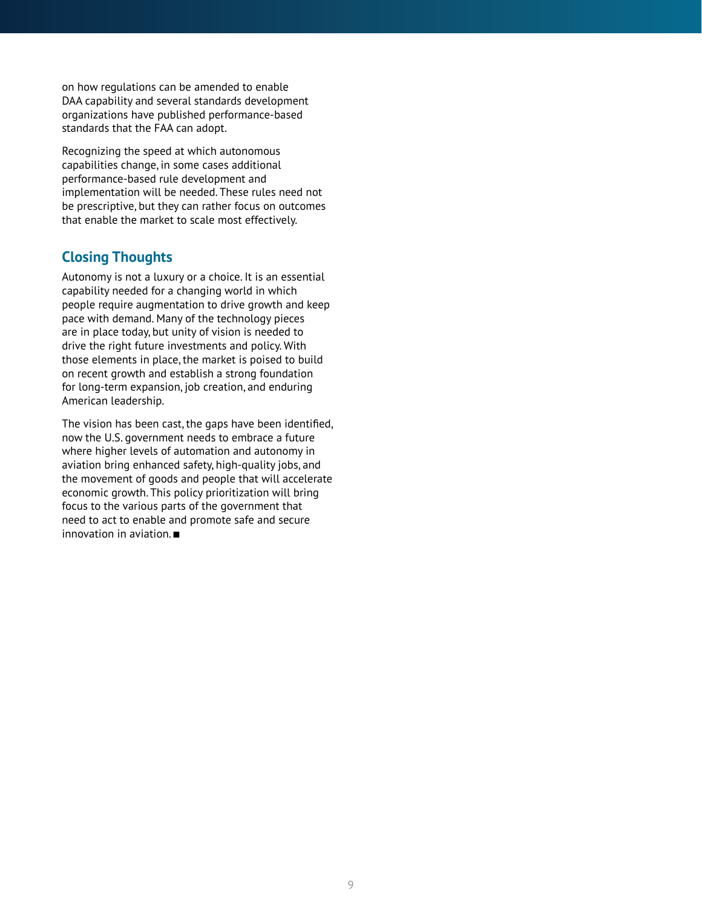on how regulations can be amended to enable DAA capability and several standards development organizations have published performance-based standards that the FAA can adopt.

Recognizing the speed at which autonomous capabilities change, in some cases additional performance-based rule development and implementation will be needed. These rules need not be prescriptive, but they can rather focus on outcomes that enable the market to scale most effectively.

## Closing Thoughts

Autonomy is not a luxury or a choice. It is an essential capability needed for a changing world in which people require augmentation to drive growth and keep pace with demand. Many of the technology pieces are in place today, but unity of vision is needed to drive the right future investments and policy. With those elements in place, the market is poised to build on recent growth and establish a strong foundation for long-term expansion, job creation, and enduring American leadership.

The vision has been cast, the gaps have been identified, now the U.S. government needs to embrace a future where higher levels of automation and autonomy in aviation bring enhanced safety, high-quality jobs, and the movement of goods and people that will accelerate economic growth. This policy prioritization will bring focus to the various parts of the government that need to act to enable and promote safe and secure innovation in aviation. ■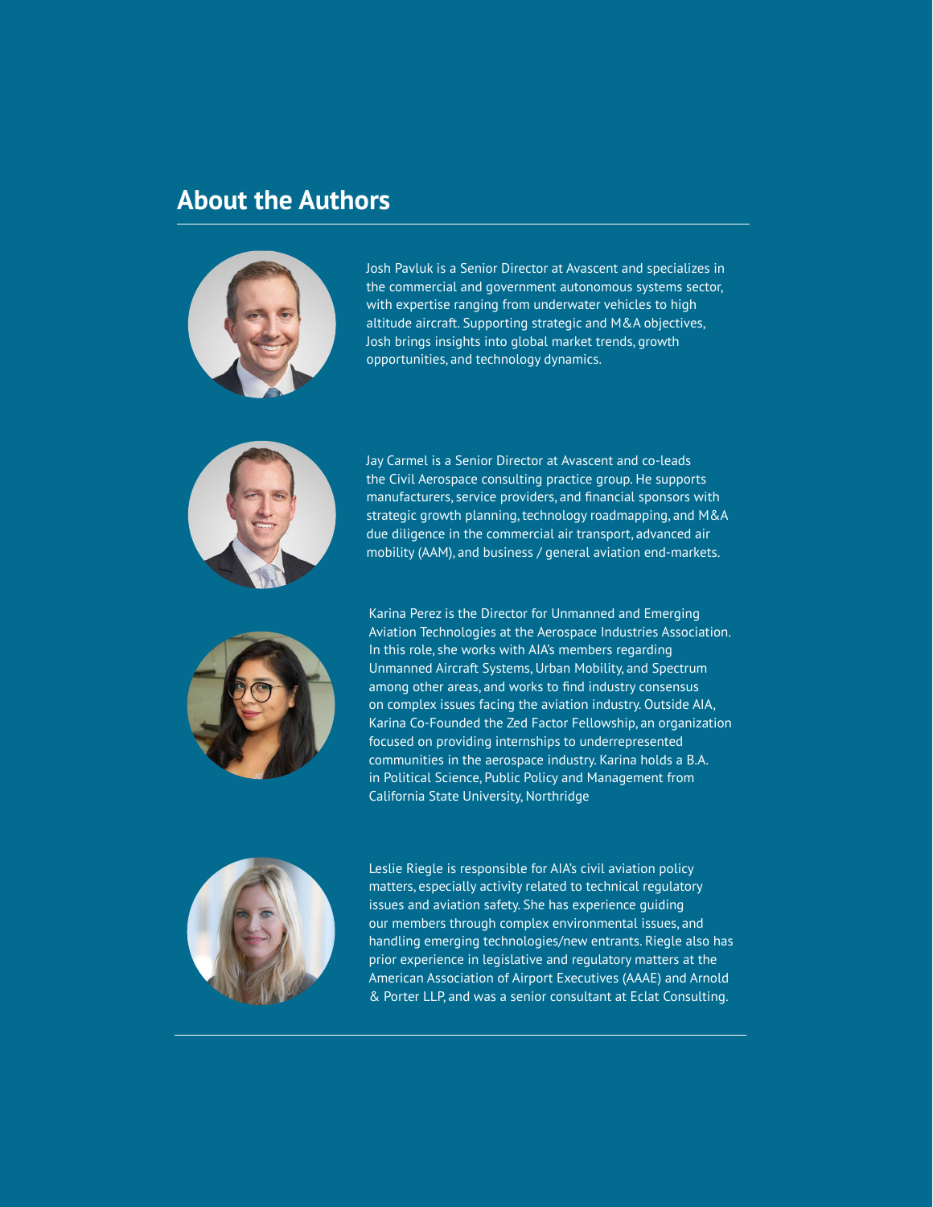## About the Authors

Josh Pavluk is a Senior Director at Avascent and specializes in the commercial and government autonomous systems sector, with expertise ranging from underwater vehicles to high altitude aircraft. Supporting strategic and M&A objectives, Josh brings insights into global market trends, growth opportunities, and technology dynamics.

Jay Carmel is a Senior Director at Avascent and co-leads the Civil Aerospace consulting practice group. He supports manufacturers, service providers, and financial sponsors with strategic growth planning, technology roadmapping, and M&A due diligence in the commercial air transport, advanced air mobility (AAM), and business / general aviation end-markets.

Karina Perez is the Director for Unmanned and Emerging Aviation Technologies at the Aerospace Industries Association. In this role, she works with AIA's members regarding Unmanned Aircraft Systems, Urban Mobility, and Spectrum among other areas, and works to find industry consensus on complex issues facing the aviation industry. Outside AIA, Karina Co-Founded the Zed Factor Fellowship, an organization focused on providing internships to underrepresented communities in the aerospace industry. Karina holds a B.A. in Political Science, Public Policy and Management from California State University, Northridge

Leslie Riegle is responsible for AIA's civil aviation policy matters, especially activity related to technical regulatory issues and aviation safety. She has experience guiding our members through complex environmental issues, and handling emerging technologies/new entrants. Riegle also has prior experience in legislative and regulatory matters at the American Association of Airport Executives (AAAE) and Arnold & Porter LLP, and was a senior consultant at Eclat Consulting.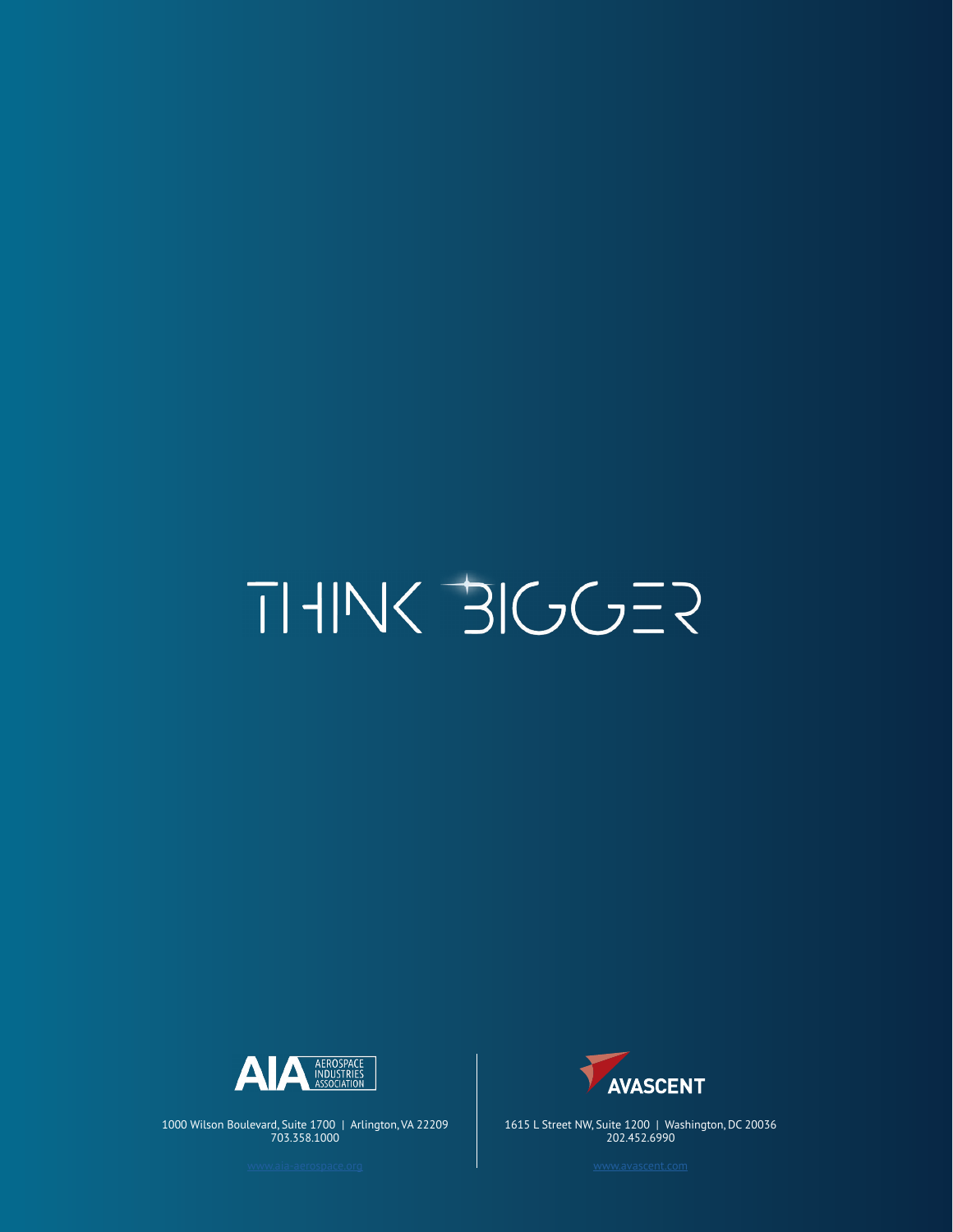# THINK BIGGER

AIA AEROSPACE INDUSTRIES ASSOCIATION

1000 Wilson Boulevard, Suite 1700 | Arlington, VA 22209
703.358.1000

www.aia-aerospace.org

AVASCENT

1615 L Street NW, Suite 1200 | Washington, DC 20036
202.452.6990

www.avascent.com